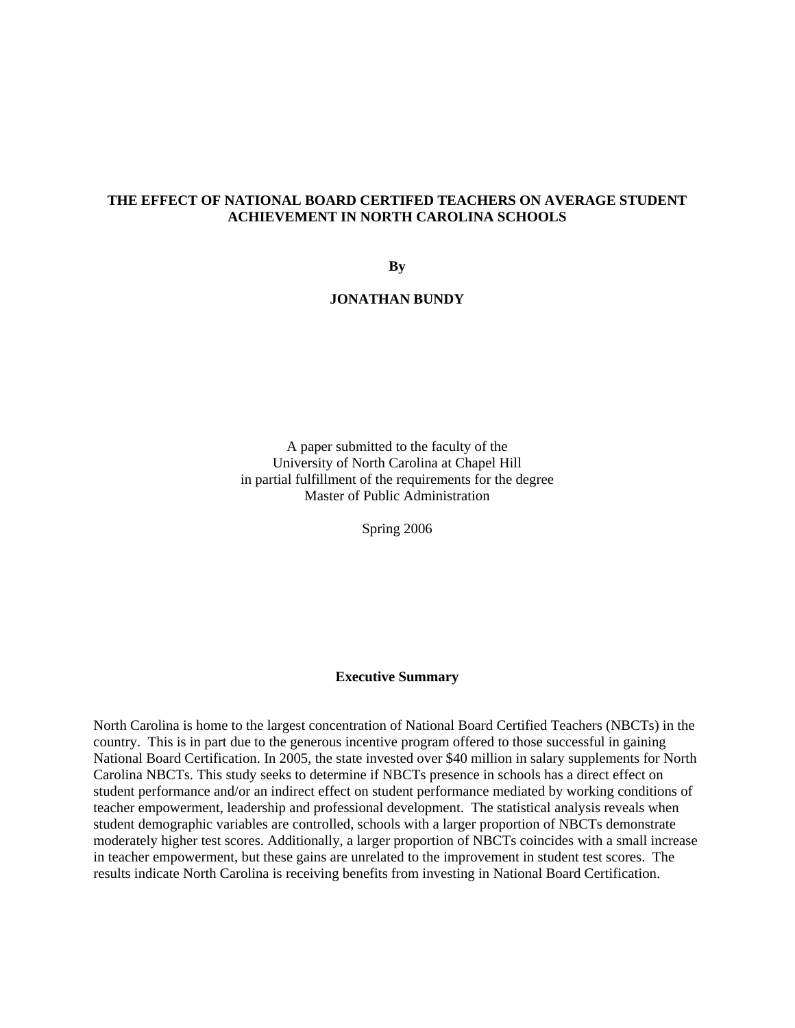# THE EFFECT OF NATIONAL BOARD CERTIFED TEACHERS ON AVERAGE STUDENT ACHIEVEMENT IN NORTH CAROLINA SCHOOLS

**By**

**JONATHAN BUNDY**

A paper submitted to the faculty of the
University of North Carolina at Chapel Hill
in partial fulfillment of the requirements for the degree
Master of Public Administration

Spring 2006

## Executive Summary

North Carolina is home to the largest concentration of National Board Certified Teachers (NBCTs) in the country. This is in part due to the generous incentive program offered to those successful in gaining National Board Certification. In 2005, the state invested over $40 million in salary supplements for North Carolina NBCTs. This study seeks to determine if NBCTs presence in schools has a direct effect on student performance and/or an indirect effect on student performance mediated by working conditions of teacher empowerment, leadership and professional development. The statistical analysis reveals when student demographic variables are controlled, schools with a larger proportion of NBCTs demonstrate moderately higher test scores. Additionally, a larger proportion of NBCTs coincides with a small increase in teacher empowerment, but these gains are unrelated to the improvement in student test scores. The results indicate North Carolina is receiving benefits from investing in National Board Certification.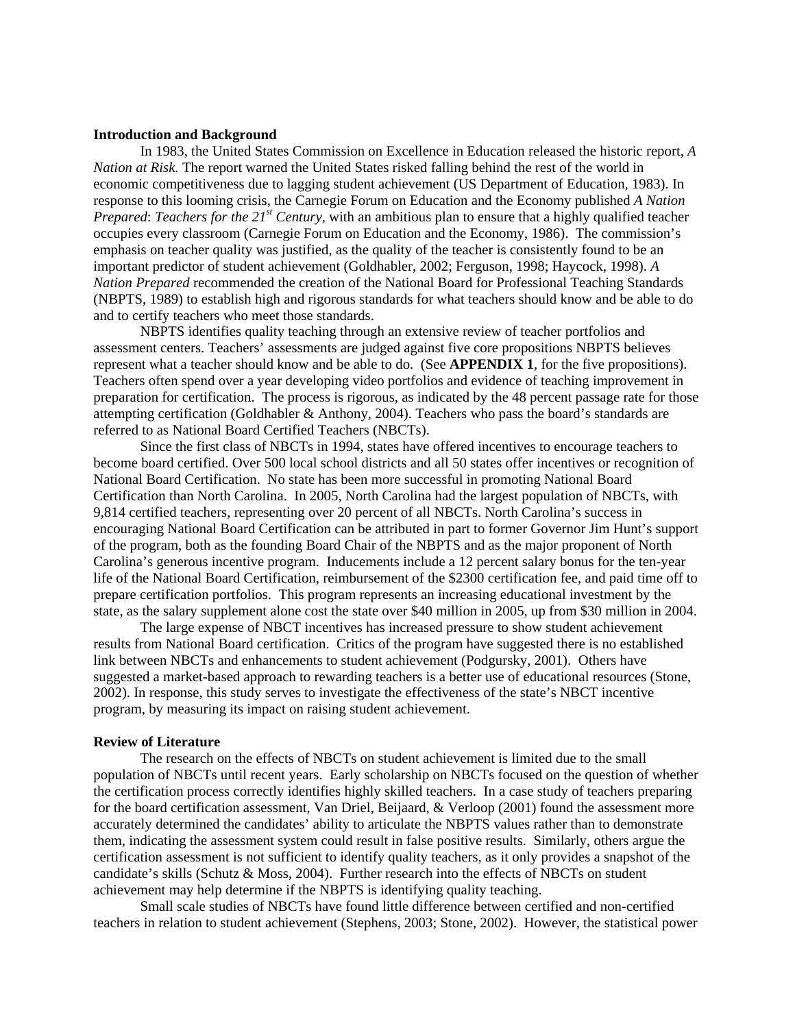**Introduction and Background**

In 1983, the United States Commission on Excellence in Education released the historic report, *A Nation at Risk.* The report warned the United States risked falling behind the rest of the world in economic competitiveness due to lagging student achievement (US Department of Education, 1983). In response to this looming crisis, the Carnegie Forum on Education and the Economy published *A Nation Prepared*: *Teachers for the 21st Century*, with an ambitious plan to ensure that a highly qualified teacher occupies every classroom (Carnegie Forum on Education and the Economy, 1986). The commission's emphasis on teacher quality was justified, as the quality of the teacher is consistently found to be an important predictor of student achievement (Goldhabler, 2002; Ferguson, 1998; Haycock, 1998). *A Nation Prepared* recommended the creation of the National Board for Professional Teaching Standards (NBPTS, 1989) to establish high and rigorous standards for what teachers should know and be able to do and to certify teachers who meet those standards.

NBPTS identifies quality teaching through an extensive review of teacher portfolios and assessment centers. Teachers' assessments are judged against five core propositions NBPTS believes represent what a teacher should know and be able to do. (See **APPENDIX 1**, for the five propositions). Teachers often spend over a year developing video portfolios and evidence of teaching improvement in preparation for certification. The process is rigorous, as indicated by the 48 percent passage rate for those attempting certification (Goldhabler & Anthony, 2004). Teachers who pass the board's standards are referred to as National Board Certified Teachers (NBCTs).

Since the first class of NBCTs in 1994, states have offered incentives to encourage teachers to become board certified. Over 500 local school districts and all 50 states offer incentives or recognition of National Board Certification. No state has been more successful in promoting National Board Certification than North Carolina. In 2005, North Carolina had the largest population of NBCTs, with 9,814 certified teachers, representing over 20 percent of all NBCTs. North Carolina's success in encouraging National Board Certification can be attributed in part to former Governor Jim Hunt's support of the program, both as the founding Board Chair of the NBPTS and as the major proponent of North Carolina's generous incentive program. Inducements include a 12 percent salary bonus for the ten-year life of the National Board Certification, reimbursement of the $2300 certification fee, and paid time off to prepare certification portfolios. This program represents an increasing educational investment by the state, as the salary supplement alone cost the state over $40 million in 2005, up from $30 million in 2004.

The large expense of NBCT incentives has increased pressure to show student achievement results from National Board certification. Critics of the program have suggested there is no established link between NBCTs and enhancements to student achievement (Podgursky, 2001). Others have suggested a market-based approach to rewarding teachers is a better use of educational resources (Stone, 2002). In response, this study serves to investigate the effectiveness of the state's NBCT incentive program, by measuring its impact on raising student achievement.

**Review of Literature**

The research on the effects of NBCTs on student achievement is limited due to the small population of NBCTs until recent years. Early scholarship on NBCTs focused on the question of whether the certification process correctly identifies highly skilled teachers. In a case study of teachers preparing for the board certification assessment, Van Driel, Beijaard, & Verloop (2001) found the assessment more accurately determined the candidates' ability to articulate the NBPTS values rather than to demonstrate them, indicating the assessment system could result in false positive results. Similarly, others argue the certification assessment is not sufficient to identify quality teachers, as it only provides a snapshot of the candidate's skills (Schutz & Moss, 2004). Further research into the effects of NBCTs on student achievement may help determine if the NBPTS is identifying quality teaching.

Small scale studies of NBCTs have found little difference between certified and non-certified teachers in relation to student achievement (Stephens, 2003; Stone, 2002). However, the statistical power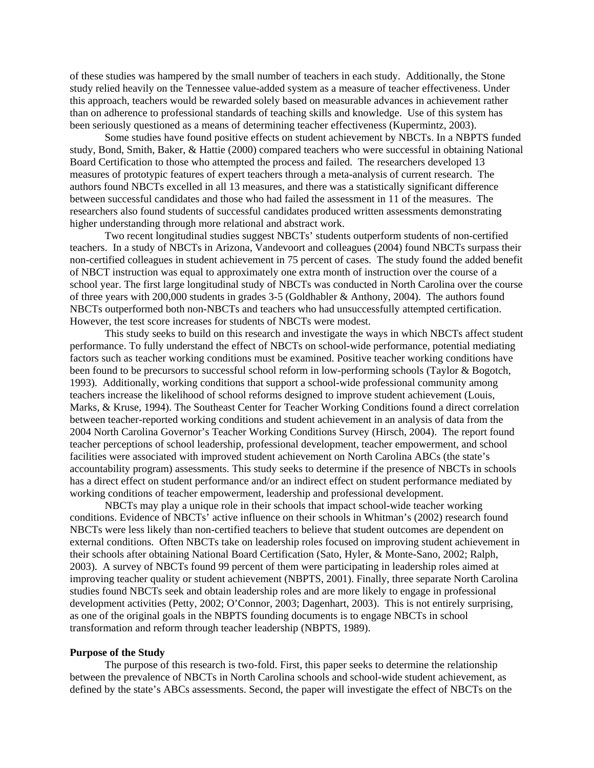of these studies was hampered by the small number of teachers in each study. Additionally, the Stone study relied heavily on the Tennessee value-added system as a measure of teacher effectiveness. Under this approach, teachers would be rewarded solely based on measurable advances in achievement rather than on adherence to professional standards of teaching skills and knowledge. Use of this system has been seriously questioned as a means of determining teacher effectiveness (Kupermintz, 2003).

Some studies have found positive effects on student achievement by NBCTs. In a NBPTS funded study, Bond, Smith, Baker, & Hattie (2000) compared teachers who were successful in obtaining National Board Certification to those who attempted the process and failed. The researchers developed 13 measures of prototypic features of expert teachers through a meta-analysis of current research. The authors found NBCTs excelled in all 13 measures, and there was a statistically significant difference between successful candidates and those who had failed the assessment in 11 of the measures. The researchers also found students of successful candidates produced written assessments demonstrating higher understanding through more relational and abstract work.

Two recent longitudinal studies suggest NBCTs' students outperform students of non-certified teachers. In a study of NBCTs in Arizona, Vandevoort and colleagues (2004) found NBCTs surpass their non-certified colleagues in student achievement in 75 percent of cases. The study found the added benefit of NBCT instruction was equal to approximately one extra month of instruction over the course of a school year. The first large longitudinal study of NBCTs was conducted in North Carolina over the course of three years with 200,000 students in grades 3-5 (Goldhabler & Anthony, 2004). The authors found NBCTs outperformed both non-NBCTs and teachers who had unsuccessfully attempted certification. However, the test score increases for students of NBCTs were modest.

This study seeks to build on this research and investigate the ways in which NBCTs affect student performance. To fully understand the effect of NBCTs on school-wide performance, potential mediating factors such as teacher working conditions must be examined. Positive teacher working conditions have been found to be precursors to successful school reform in low-performing schools (Taylor & Bogotch, 1993). Additionally, working conditions that support a school-wide professional community among teachers increase the likelihood of school reforms designed to improve student achievement (Louis, Marks, & Kruse, 1994). The Southeast Center for Teacher Working Conditions found a direct correlation between teacher-reported working conditions and student achievement in an analysis of data from the 2004 North Carolina Governor's Teacher Working Conditions Survey (Hirsch, 2004). The report found teacher perceptions of school leadership, professional development, teacher empowerment, and school facilities were associated with improved student achievement on North Carolina ABCs (the state's accountability program) assessments. This study seeks to determine if the presence of NBCTs in schools has a direct effect on student performance and/or an indirect effect on student performance mediated by working conditions of teacher empowerment, leadership and professional development.

NBCTs may play a unique role in their schools that impact school-wide teacher working conditions. Evidence of NBCTs' active influence on their schools in Whitman's (2002) research found NBCTs were less likely than non-certified teachers to believe that student outcomes are dependent on external conditions. Often NBCTs take on leadership roles focused on improving student achievement in their schools after obtaining National Board Certification (Sato, Hyler, & Monte-Sano, 2002; Ralph, 2003). A survey of NBCTs found 99 percent of them were participating in leadership roles aimed at improving teacher quality or student achievement (NBPTS, 2001). Finally, three separate North Carolina studies found NBCTs seek and obtain leadership roles and are more likely to engage in professional development activities (Petty, 2002; O'Connor, 2003; Dagenhart, 2003). This is not entirely surprising, as one of the original goals in the NBPTS founding documents is to engage NBCTs in school transformation and reform through teacher leadership (NBPTS, 1989).

**Purpose of the Study**

The purpose of this research is two-fold. First, this paper seeks to determine the relationship between the prevalence of NBCTs in North Carolina schools and school-wide student achievement, as defined by the state's ABCs assessments. Second, the paper will investigate the effect of NBCTs on the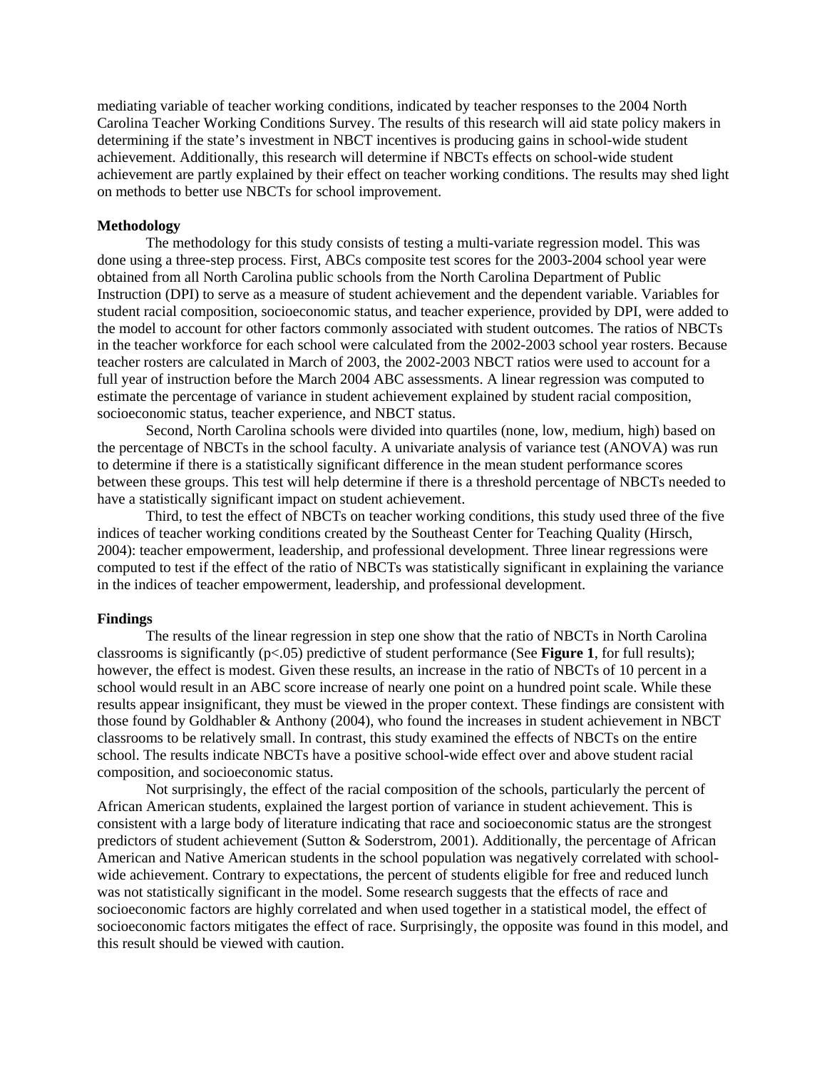mediating variable of teacher working conditions, indicated by teacher responses to the 2004 North Carolina Teacher Working Conditions Survey. The results of this research will aid state policy makers in determining if the state's investment in NBCT incentives is producing gains in school-wide student achievement. Additionally, this research will determine if NBCTs effects on school-wide student achievement are partly explained by their effect on teacher working conditions. The results may shed light on methods to better use NBCTs for school improvement.

**Methodology**

The methodology for this study consists of testing a multi-variate regression model. This was done using a three-step process. First, ABCs composite test scores for the 2003-2004 school year were obtained from all North Carolina public schools from the North Carolina Department of Public Instruction (DPI) to serve as a measure of student achievement and the dependent variable. Variables for student racial composition, socioeconomic status, and teacher experience, provided by DPI, were added to the model to account for other factors commonly associated with student outcomes. The ratios of NBCTs in the teacher workforce for each school were calculated from the 2002-2003 school year rosters. Because teacher rosters are calculated in March of 2003, the 2002-2003 NBCT ratios were used to account for a full year of instruction before the March 2004 ABC assessments. A linear regression was computed to estimate the percentage of variance in student achievement explained by student racial composition, socioeconomic status, teacher experience, and NBCT status.

Second, North Carolina schools were divided into quartiles (none, low, medium, high) based on the percentage of NBCTs in the school faculty. A univariate analysis of variance test (ANOVA) was run to determine if there is a statistically significant difference in the mean student performance scores between these groups. This test will help determine if there is a threshold percentage of NBCTs needed to have a statistically significant impact on student achievement.

Third, to test the effect of NBCTs on teacher working conditions, this study used three of the five indices of teacher working conditions created by the Southeast Center for Teaching Quality (Hirsch, 2004): teacher empowerment, leadership, and professional development. Three linear regressions were computed to test if the effect of the ratio of NBCTs was statistically significant in explaining the variance in the indices of teacher empowerment, leadership, and professional development.

**Findings**

The results of the linear regression in step one show that the ratio of NBCTs in North Carolina classrooms is significantly ($p<.05$) predictive of student performance (See **Figure 1**, for full results); however, the effect is modest. Given these results, an increase in the ratio of NBCTs of 10 percent in a school would result in an ABC score increase of nearly one point on a hundred point scale. While these results appear insignificant, they must be viewed in the proper context. These findings are consistent with those found by Goldhabler & Anthony (2004), who found the increases in student achievement in NBCT classrooms to be relatively small. In contrast, this study examined the effects of NBCTs on the entire school. The results indicate NBCTs have a positive school-wide effect over and above student racial composition, and socioeconomic status.

Not surprisingly, the effect of the racial composition of the schools, particularly the percent of African American students, explained the largest portion of variance in student achievement. This is consistent with a large body of literature indicating that race and socioeconomic status are the strongest predictors of student achievement (Sutton & Soderstrom, 2001). Additionally, the percentage of African American and Native American students in the school population was negatively correlated with school-wide achievement. Contrary to expectations, the percent of students eligible for free and reduced lunch was not statistically significant in the model. Some research suggests that the effects of race and socioeconomic factors are highly correlated and when used together in a statistical model, the effect of socioeconomic factors mitigates the effect of race. Surprisingly, the opposite was found in this model, and this result should be viewed with caution.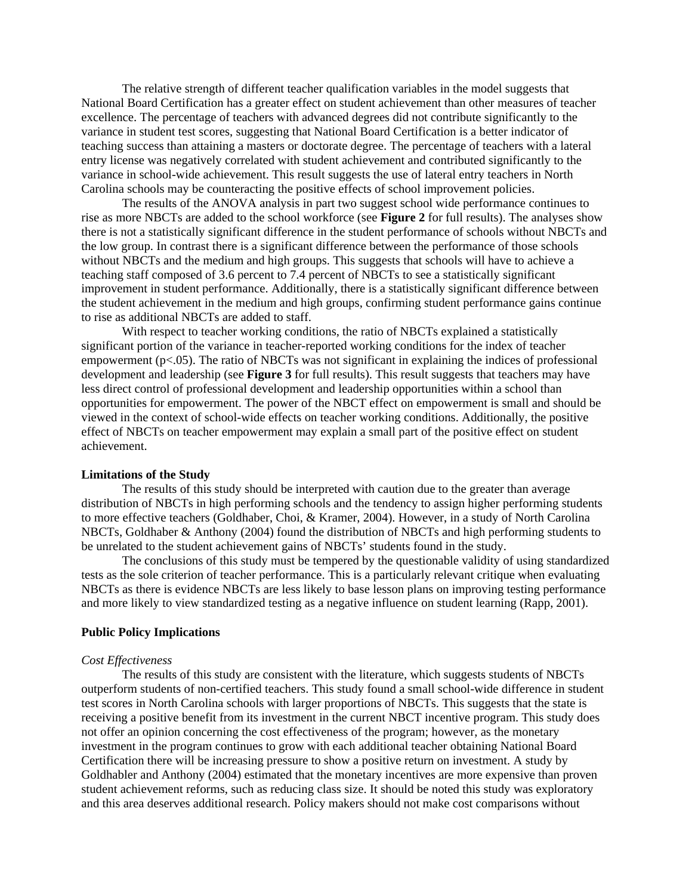The relative strength of different teacher qualification variables in the model suggests that National Board Certification has a greater effect on student achievement than other measures of teacher excellence. The percentage of teachers with advanced degrees did not contribute significantly to the variance in student test scores, suggesting that National Board Certification is a better indicator of teaching success than attaining a masters or doctorate degree. The percentage of teachers with a lateral entry license was negatively correlated with student achievement and contributed significantly to the variance in school-wide achievement. This result suggests the use of lateral entry teachers in North Carolina schools may be counteracting the positive effects of school improvement policies.

The results of the ANOVA analysis in part two suggest school wide performance continues to rise as more NBCTs are added to the school workforce (see **Figure 2** for full results). The analyses show there is not a statistically significant difference in the student performance of schools without NBCTs and the low group. In contrast there is a significant difference between the performance of those schools without NBCTs and the medium and high groups. This suggests that schools will have to achieve a teaching staff composed of 3.6 percent to 7.4 percent of NBCTs to see a statistically significant improvement in student performance. Additionally, there is a statistically significant difference between the student achievement in the medium and high groups, confirming student performance gains continue to rise as additional NBCTs are added to staff.

With respect to teacher working conditions, the ratio of NBCTs explained a statistically significant portion of the variance in teacher-reported working conditions for the index of teacher empowerment ($p<.05$). The ratio of NBCTs was not significant in explaining the indices of professional development and leadership (see **Figure 3** for full results). This result suggests that teachers may have less direct control of professional development and leadership opportunities within a school than opportunities for empowerment. The power of the NBCT effect on empowerment is small and should be viewed in the context of school-wide effects on teacher working conditions. Additionally, the positive effect of NBCTs on teacher empowerment may explain a small part of the positive effect on student achievement.

**Limitations of the Study**

The results of this study should be interpreted with caution due to the greater than average distribution of NBCTs in high performing schools and the tendency to assign higher performing students to more effective teachers (Goldhaber, Choi, & Kramer, 2004). However, in a study of North Carolina NBCTs, Goldhaber & Anthony (2004) found the distribution of NBCTs and high performing students to be unrelated to the student achievement gains of NBCTs' students found in the study.

The conclusions of this study must be tempered by the questionable validity of using standardized tests as the sole criterion of teacher performance. This is a particularly relevant critique when evaluating NBCTs as there is evidence NBCTs are less likely to base lesson plans on improving testing performance and more likely to view standardized testing as a negative influence on student learning (Rapp, 2001).

**Public Policy Implications**

*Cost Effectiveness*

The results of this study are consistent with the literature, which suggests students of NBCTs outperform students of non-certified teachers. This study found a small school-wide difference in student test scores in North Carolina schools with larger proportions of NBCTs. This suggests that the state is receiving a positive benefit from its investment in the current NBCT incentive program. This study does not offer an opinion concerning the cost effectiveness of the program; however, as the monetary investment in the program continues to grow with each additional teacher obtaining National Board Certification there will be increasing pressure to show a positive return on investment. A study by Goldhabler and Anthony (2004) estimated that the monetary incentives are more expensive than proven student achievement reforms, such as reducing class size. It should be noted this study was exploratory and this area deserves additional research. Policy makers should not make cost comparisons without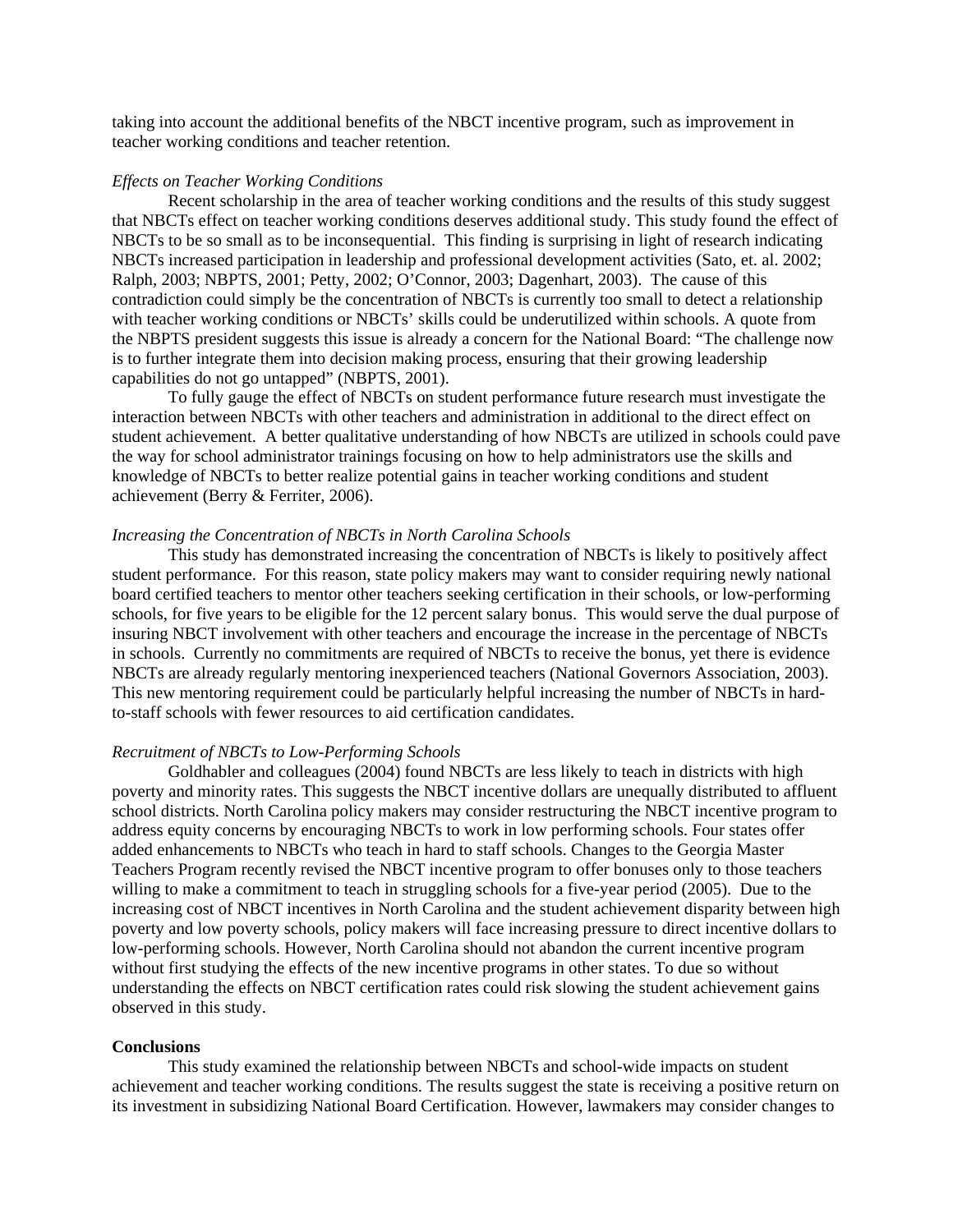taking into account the additional benefits of the NBCT incentive program, such as improvement in teacher working conditions and teacher retention.

*Effects on Teacher Working Conditions*

Recent scholarship in the area of teacher working conditions and the results of this study suggest that NBCTs effect on teacher working conditions deserves additional study. This study found the effect of NBCTs to be so small as to be inconsequential. This finding is surprising in light of research indicating NBCTs increased participation in leadership and professional development activities (Sato, et. al. 2002; Ralph, 2003; NBPTS, 2001; Petty, 2002; O'Connor, 2003; Dagenhart, 2003). The cause of this contradiction could simply be the concentration of NBCTs is currently too small to detect a relationship with teacher working conditions or NBCTs' skills could be underutilized within schools. A quote from the NBPTS president suggests this issue is already a concern for the National Board: "The challenge now is to further integrate them into decision making process, ensuring that their growing leadership capabilities do not go untapped" (NBPTS, 2001).

To fully gauge the effect of NBCTs on student performance future research must investigate the interaction between NBCTs with other teachers and administration in additional to the direct effect on student achievement. A better qualitative understanding of how NBCTs are utilized in schools could pave the way for school administrator trainings focusing on how to help administrators use the skills and knowledge of NBCTs to better realize potential gains in teacher working conditions and student achievement (Berry & Ferriter, 2006).

*Increasing the Concentration of NBCTs in North Carolina Schools*

This study has demonstrated increasing the concentration of NBCTs is likely to positively affect student performance. For this reason, state policy makers may want to consider requiring newly national board certified teachers to mentor other teachers seeking certification in their schools, or low-performing schools, for five years to be eligible for the 12 percent salary bonus. This would serve the dual purpose of insuring NBCT involvement with other teachers and encourage the increase in the percentage of NBCTs in schools. Currently no commitments are required of NBCTs to receive the bonus, yet there is evidence NBCTs are already regularly mentoring inexperienced teachers (National Governors Association, 2003). This new mentoring requirement could be particularly helpful increasing the number of NBCTs in hard-to-staff schools with fewer resources to aid certification candidates.

*Recruitment of NBCTs to Low-Performing Schools*

Goldhabler and colleagues (2004) found NBCTs are less likely to teach in districts with high poverty and minority rates. This suggests the NBCT incentive dollars are unequally distributed to affluent school districts. North Carolina policy makers may consider restructuring the NBCT incentive program to address equity concerns by encouraging NBCTs to work in low performing schools. Four states offer added enhancements to NBCTs who teach in hard to staff schools. Changes to the Georgia Master Teachers Program recently revised the NBCT incentive program to offer bonuses only to those teachers willing to make a commitment to teach in struggling schools for a five-year period (2005). Due to the increasing cost of NBCT incentives in North Carolina and the student achievement disparity between high poverty and low poverty schools, policy makers will face increasing pressure to direct incentive dollars to low-performing schools. However, North Carolina should not abandon the current incentive program without first studying the effects of the new incentive programs in other states. To due so without understanding the effects on NBCT certification rates could risk slowing the student achievement gains observed in this study.

**Conclusions**

This study examined the relationship between NBCTs and school-wide impacts on student achievement and teacher working conditions. The results suggest the state is receiving a positive return on its investment in subsidizing National Board Certification. However, lawmakers may consider changes to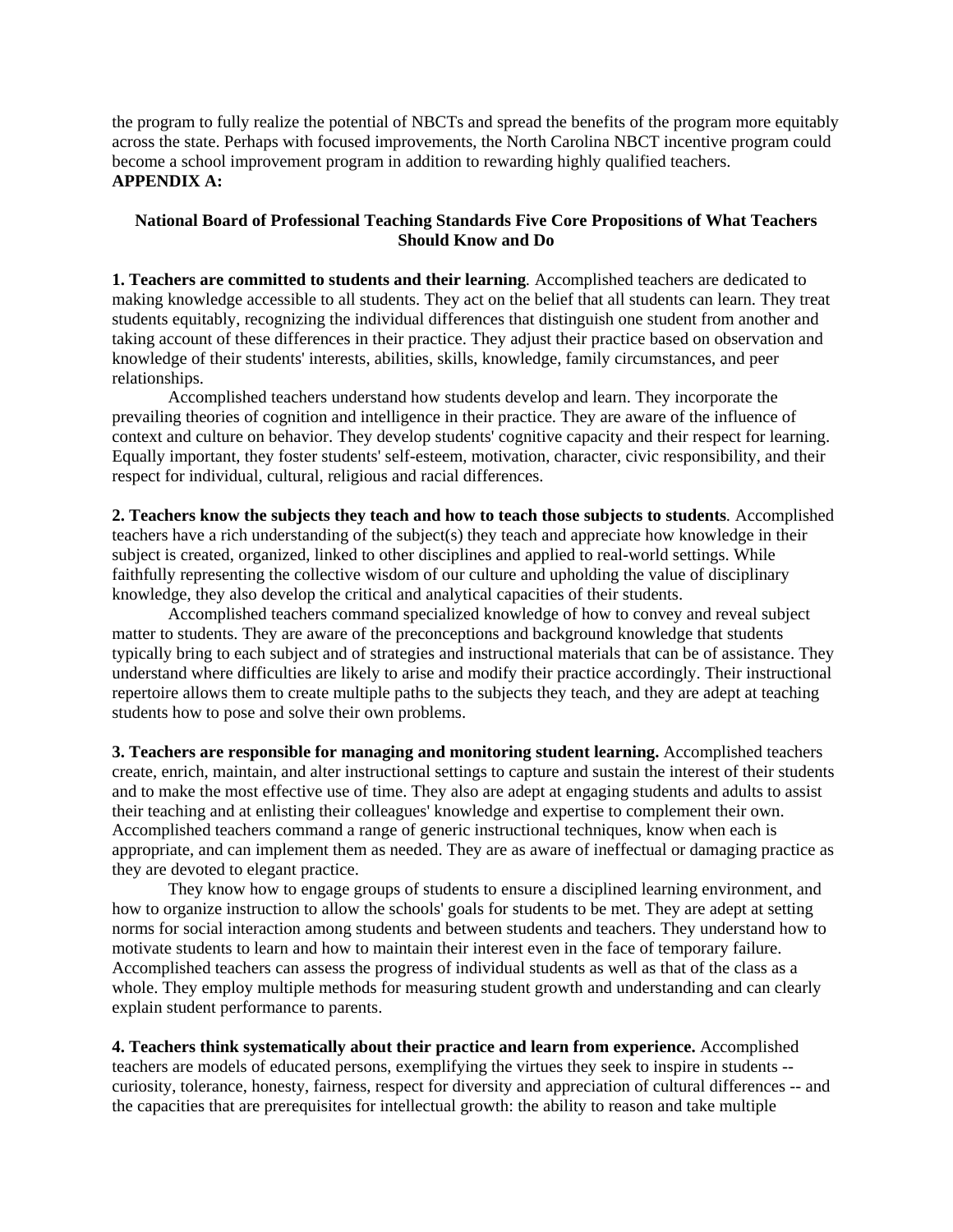the program to fully realize the potential of NBCTs and spread the benefits of the program more equitably across the state. Perhaps with focused improvements, the North Carolina NBCT incentive program could become a school improvement program in addition to rewarding highly qualified teachers.

**APPENDIX A:**

**National Board of Professional Teaching Standards Five Core Propositions of What Teachers Should Know and Do**

**1. Teachers are committed to students and their learning**. Accomplished teachers are dedicated to making knowledge accessible to all students. They act on the belief that all students can learn. They treat students equitably, recognizing the individual differences that distinguish one student from another and taking account of these differences in their practice. They adjust their practice based on observation and knowledge of their students' interests, abilities, skills, knowledge, family circumstances, and peer relationships.

Accomplished teachers understand how students develop and learn. They incorporate the prevailing theories of cognition and intelligence in their practice. They are aware of the influence of context and culture on behavior. They develop students' cognitive capacity and their respect for learning. Equally important, they foster students' self-esteem, motivation, character, civic responsibility, and their respect for individual, cultural, religious and racial differences.

**2. Teachers know the subjects they teach and how to teach those subjects to students**. Accomplished teachers have a rich understanding of the subject(s) they teach and appreciate how knowledge in their subject is created, organized, linked to other disciplines and applied to real-world settings. While faithfully representing the collective wisdom of our culture and upholding the value of disciplinary knowledge, they also develop the critical and analytical capacities of their students.

Accomplished teachers command specialized knowledge of how to convey and reveal subject matter to students. They are aware of the preconceptions and background knowledge that students typically bring to each subject and of strategies and instructional materials that can be of assistance. They understand where difficulties are likely to arise and modify their practice accordingly. Their instructional repertoire allows them to create multiple paths to the subjects they teach, and they are adept at teaching students how to pose and solve their own problems.

**3. Teachers are responsible for managing and monitoring student learning.** Accomplished teachers create, enrich, maintain, and alter instructional settings to capture and sustain the interest of their students and to make the most effective use of time. They also are adept at engaging students and adults to assist their teaching and at enlisting their colleagues' knowledge and expertise to complement their own. Accomplished teachers command a range of generic instructional techniques, know when each is appropriate, and can implement them as needed. They are as aware of ineffectual or damaging practice as they are devoted to elegant practice.

They know how to engage groups of students to ensure a disciplined learning environment, and how to organize instruction to allow the schools' goals for students to be met. They are adept at setting norms for social interaction among students and between students and teachers. They understand how to motivate students to learn and how to maintain their interest even in the face of temporary failure. Accomplished teachers can assess the progress of individual students as well as that of the class as a whole. They employ multiple methods for measuring student growth and understanding and can clearly explain student performance to parents.

**4. Teachers think systematically about their practice and learn from experience.** Accomplished teachers are models of educated persons, exemplifying the virtues they seek to inspire in students -- curiosity, tolerance, honesty, fairness, respect for diversity and appreciation of cultural differences -- and the capacities that are prerequisites for intellectual growth: the ability to reason and take multiple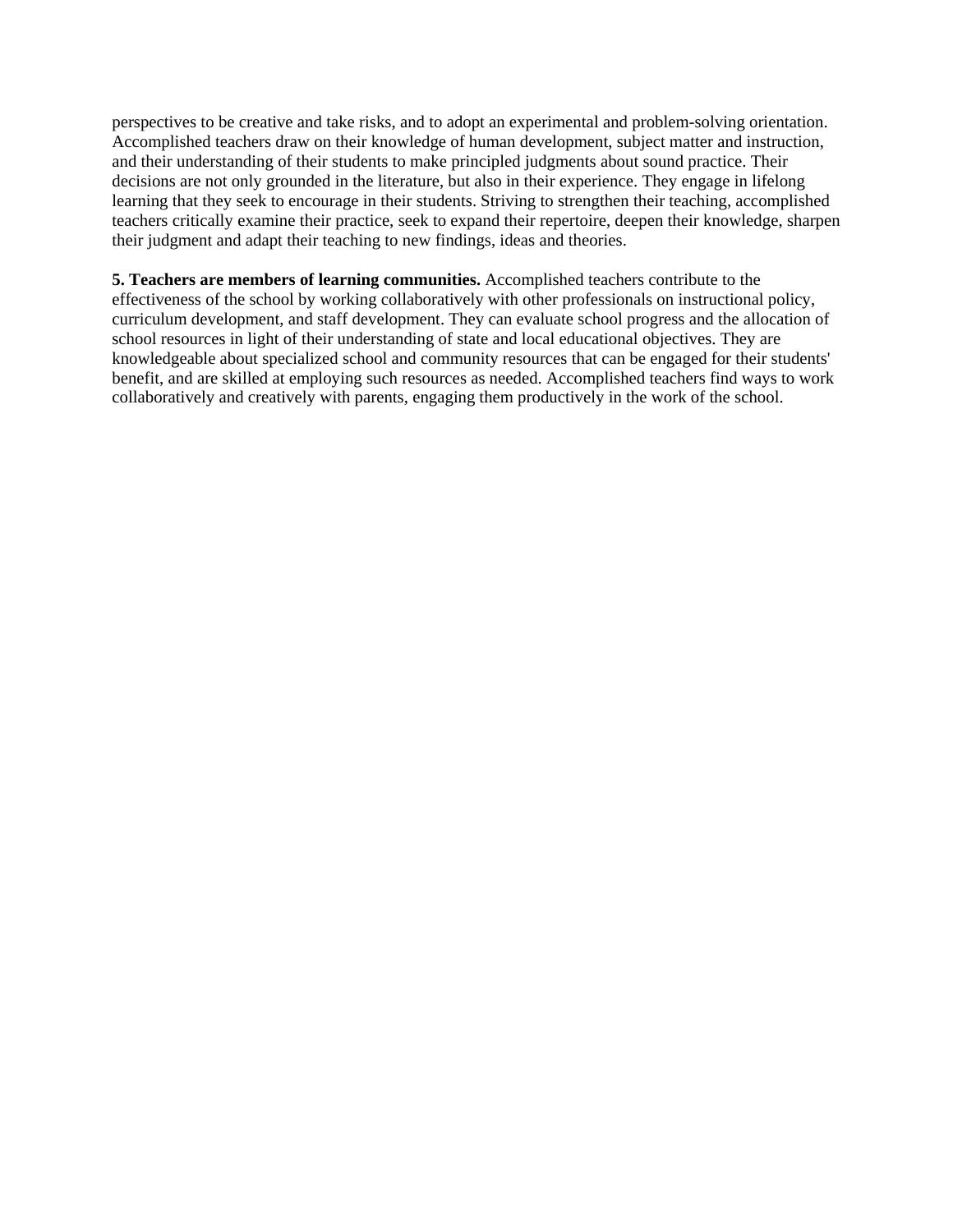perspectives to be creative and take risks, and to adopt an experimental and problem-solving orientation. Accomplished teachers draw on their knowledge of human development, subject matter and instruction, and their understanding of their students to make principled judgments about sound practice. Their decisions are not only grounded in the literature, but also in their experience. They engage in lifelong learning that they seek to encourage in their students. Striving to strengthen their teaching, accomplished teachers critically examine their practice, seek to expand their repertoire, deepen their knowledge, sharpen their judgment and adapt their teaching to new findings, ideas and theories.

**5. Teachers are members of learning communities.** Accomplished teachers contribute to the effectiveness of the school by working collaboratively with other professionals on instructional policy, curriculum development, and staff development. They can evaluate school progress and the allocation of school resources in light of their understanding of state and local educational objectives. They are knowledgeable about specialized school and community resources that can be engaged for their students' benefit, and are skilled at employing such resources as needed. Accomplished teachers find ways to work collaboratively and creatively with parents, engaging them productively in the work of the school.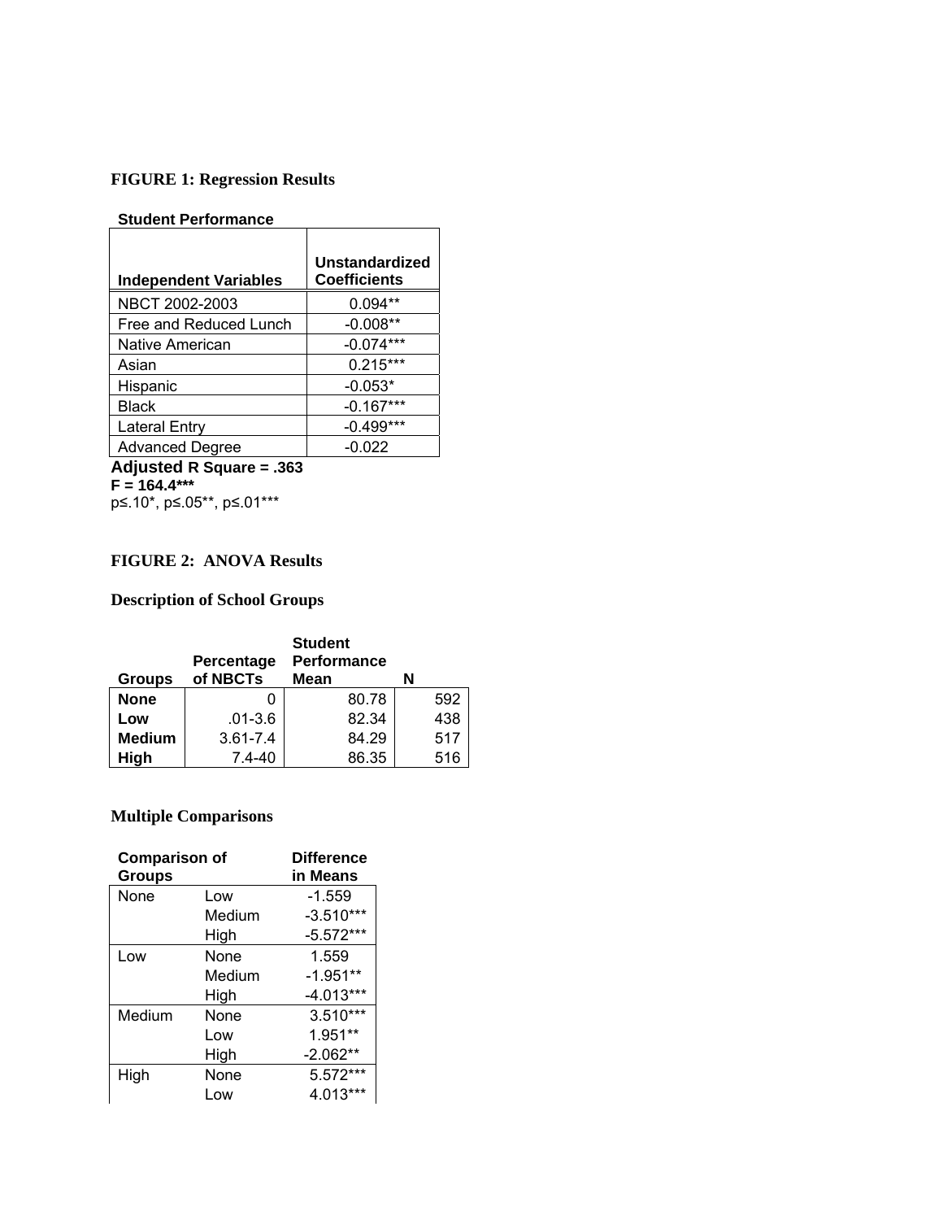### FIGURE 1: Regression Results

**Student Performance**

| Independent Variables | Unstandardized Coefficients |
|---|---|
| NBCT 2002-2003 | 0.094** |
| Free and Reduced Lunch | -0.008** |
| Native American | -0.074*** |
| Asian | 0.215*** |
| Hispanic | -0.053* |
| Black | -0.167*** |
| Lateral Entry | -0.499*** |
| Advanced Degree | -0.022 |

**Adjusted R Square = .363**
**F = 164.4*****
p≤.10*, p≤.05**, p≤.01***

### FIGURE 2: ANOVA Results

### Description of School Groups

| Groups | Percentage of NBCTs | Student Performance Mean | N |
|---|---|---|---|
| **None** | 0 | 80.78 | 592 |
| **Low** | .01-3.6 | 82.34 | 438 |
| **Medium** | 3.61-7.4 | 84.29 | 517 |
| **High** | 7.4-40 | 86.35 | 516 |

### Multiple Comparisons

| Comparison of Groups | | Difference in Means |
|---|---|---|
| None | Low | -1.559 |
| | Medium | -3.510*** |
| | High | -5.572*** |
| Low | None | 1.559 |
| | Medium | -1.951** |
| | High | -4.013*** |
| Medium | None | 3.510*** |
| | Low | 1.951** |
| | High | -2.062** |
| High | None | 5.572*** |
| | Low | 4.013*** |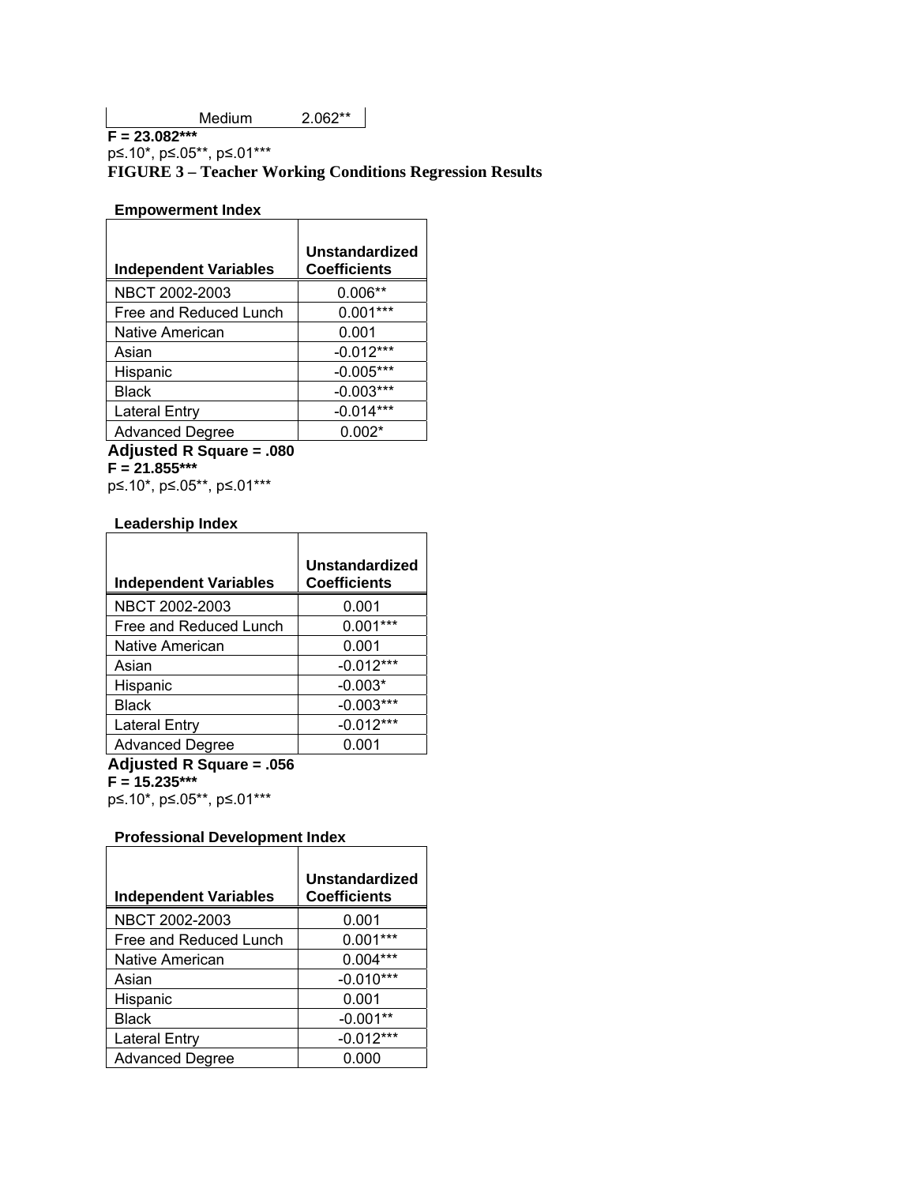| Medium | 2.062** |
|---|---|

**F = 23.082*****
p≤.10*, p≤.05**, p≤.01***

**FIGURE 3 – Teacher Working Conditions Regression Results**

**Empowerment Index**

| Independent Variables | Unstandardized Coefficients |
|---|---|
| NBCT 2002-2003 | 0.006** |
| Free and Reduced Lunch | 0.001*** |
| Native American | 0.001 |
| Asian | -0.012*** |
| Hispanic | -0.005*** |
| Black | -0.003*** |
| Lateral Entry | -0.014*** |
| Advanced Degree | 0.002* |

**Adjusted R Square = .080**
**F = 21.855*****
p≤.10*, p≤.05**, p≤.01***

**Leadership Index**

| Independent Variables | Unstandardized Coefficients |
|---|---|
| NBCT 2002-2003 | 0.001 |
| Free and Reduced Lunch | 0.001*** |
| Native American | 0.001 |
| Asian | -0.012*** |
| Hispanic | -0.003* |
| Black | -0.003*** |
| Lateral Entry | -0.012*** |
| Advanced Degree | 0.001 |

**Adjusted R Square = .056**
**F = 15.235*****
p≤.10*, p≤.05**, p≤.01***

**Professional Development Index**

| Independent Variables | Unstandardized Coefficients |
|---|---|
| NBCT 2002-2003 | 0.001 |
| Free and Reduced Lunch | 0.001*** |
| Native American | 0.004*** |
| Asian | -0.010*** |
| Hispanic | 0.001 |
| Black | -0.001** |
| Lateral Entry | -0.012*** |
| Advanced Degree | 0.000 |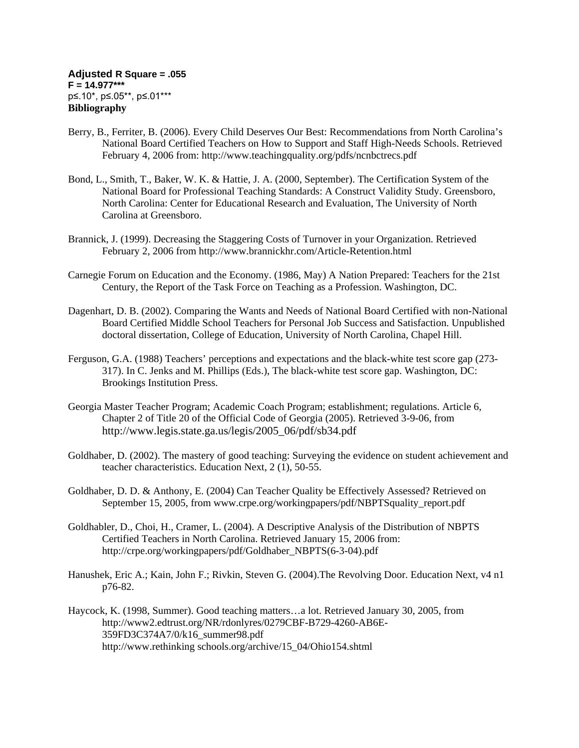**Adjusted R Square = .055**
**F = 14.977*****
p≤.10*, p≤.05**, p≤.01***

**Bibliography**

Berry, B., Ferriter, B. (2006). Every Child Deserves Our Best: Recommendations from North Carolina's National Board Certified Teachers on How to Support and Staff High-Needs Schools. Retrieved February 4, 2006 from: http://www.teachingquality.org/pdfs/ncnbctrecs.pdf

Bond, L., Smith, T., Baker, W. K. & Hattie, J. A. (2000, September). The Certification System of the National Board for Professional Teaching Standards: A Construct Validity Study. Greensboro, North Carolina: Center for Educational Research and Evaluation, The University of North Carolina at Greensboro.

Brannick, J. (1999). Decreasing the Staggering Costs of Turnover in your Organization. Retrieved February 2, 2006 from http://www.brannickhr.com/Article-Retention.html

Carnegie Forum on Education and the Economy. (1986, May) A Nation Prepared: Teachers for the 21st Century, the Report of the Task Force on Teaching as a Profession. Washington, DC.

Dagenhart, D. B. (2002). Comparing the Wants and Needs of National Board Certified with non-National Board Certified Middle School Teachers for Personal Job Success and Satisfaction. Unpublished doctoral dissertation, College of Education, University of North Carolina, Chapel Hill.

Ferguson, G.A. (1988) Teachers' perceptions and expectations and the black-white test score gap (273-317). In C. Jenks and M. Phillips (Eds.), The black-white test score gap. Washington, DC: Brookings Institution Press.

Georgia Master Teacher Program; Academic Coach Program; establishment; regulations. Article 6, Chapter 2 of Title 20 of the Official Code of Georgia (2005). Retrieved 3-9-06, from http://www.legis.state.ga.us/legis/2005_06/pdf/sb34.pdf

Goldhaber, D. (2002). The mastery of good teaching: Surveying the evidence on student achievement and teacher characteristics. Education Next, 2 (1), 50-55.

Goldhaber, D. D. & Anthony, E. (2004) Can Teacher Quality be Effectively Assessed? Retrieved on September 15, 2005, from www.crpe.org/workingpapers/pdf/NBPTSquality_report.pdf

Goldhabler, D., Choi, H., Cramer, L. (2004). A Descriptive Analysis of the Distribution of NBPTS Certified Teachers in North Carolina. Retrieved January 15, 2006 from: http://crpe.org/workingpapers/pdf/Goldhaber_NBPTS(6-3-04).pdf

Hanushek, Eric A.; Kain, John F.; Rivkin, Steven G. (2004).The Revolving Door. Education Next, v4 n1 p76-82.

Haycock, K. (1998, Summer). Good teaching matters…a lot. Retrieved January 30, 2005, from http://www2.edtrust.org/NR/rdonlyres/0279CBF-B729-4260-AB6E-359FD3C374A7/0/k16_summer98.pdf
http://www.rethinking schools.org/archive/15_04/Ohio154.shtml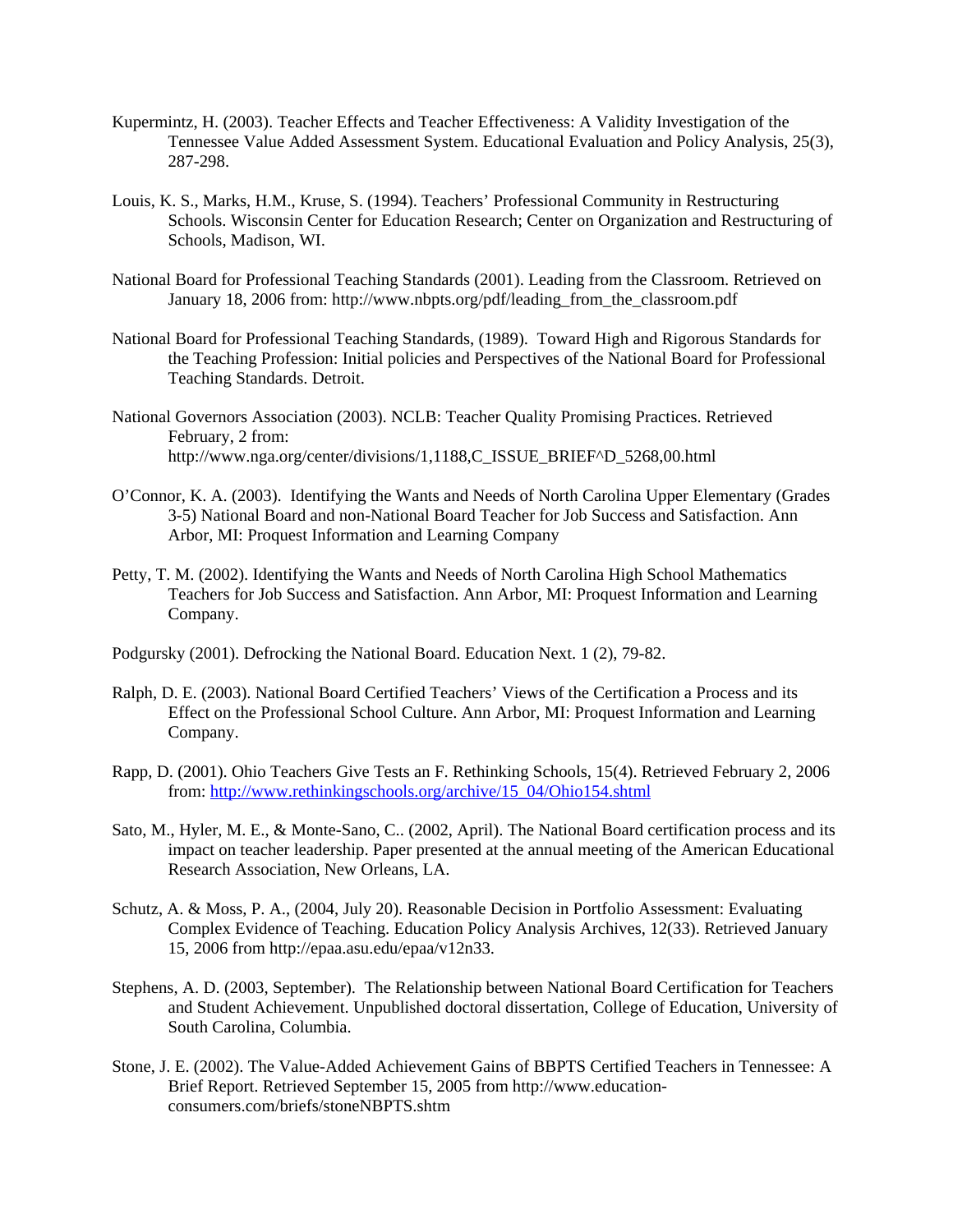Kupermintz, H. (2003). Teacher Effects and Teacher Effectiveness: A Validity Investigation of the Tennessee Value Added Assessment System. Educational Evaluation and Policy Analysis, 25(3), 287-298.

Louis, K. S., Marks, H.M., Kruse, S. (1994). Teachers' Professional Community in Restructuring Schools. Wisconsin Center for Education Research; Center on Organization and Restructuring of Schools, Madison, WI.

National Board for Professional Teaching Standards (2001). Leading from the Classroom. Retrieved on January 18, 2006 from: http://www.nbpts.org/pdf/leading_from_the_classroom.pdf

National Board for Professional Teaching Standards, (1989). Toward High and Rigorous Standards for the Teaching Profession: Initial policies and Perspectives of the National Board for Professional Teaching Standards. Detroit.

National Governors Association (2003). NCLB: Teacher Quality Promising Practices. Retrieved February, 2 from: http://www.nga.org/center/divisions/1,1188,C_ISSUE_BRIEF^D_5268,00.html

O'Connor, K. A. (2003). Identifying the Wants and Needs of North Carolina Upper Elementary (Grades 3-5) National Board and non-National Board Teacher for Job Success and Satisfaction. Ann Arbor, MI: Proquest Information and Learning Company

Petty, T. M. (2002). Identifying the Wants and Needs of North Carolina High School Mathematics Teachers for Job Success and Satisfaction. Ann Arbor, MI: Proquest Information and Learning Company.

Podgursky (2001). Defrocking the National Board. Education Next. 1 (2), 79-82.

Ralph, D. E. (2003). National Board Certified Teachers' Views of the Certification a Process and its Effect on the Professional School Culture. Ann Arbor, MI: Proquest Information and Learning Company.

Rapp, D. (2001). Ohio Teachers Give Tests an F. Rethinking Schools, 15(4). Retrieved February 2, 2006 from: http://www.rethinkingschools.org/archive/15_04/Ohio154.shtml

Sato, M., Hyler, M. E., & Monte-Sano, C.. (2002, April). The National Board certification process and its impact on teacher leadership. Paper presented at the annual meeting of the American Educational Research Association, New Orleans, LA.

Schutz, A. & Moss, P. A., (2004, July 20). Reasonable Decision in Portfolio Assessment: Evaluating Complex Evidence of Teaching. Education Policy Analysis Archives, 12(33). Retrieved January 15, 2006 from http://epaa.asu.edu/epaa/v12n33.

Stephens, A. D. (2003, September). The Relationship between National Board Certification for Teachers and Student Achievement. Unpublished doctoral dissertation, College of Education, University of South Carolina, Columbia.

Stone, J. E. (2002). The Value-Added Achievement Gains of BBPTS Certified Teachers in Tennessee: A Brief Report. Retrieved September 15, 2005 from http://www.education-consumers.com/briefs/stoneNBPTS.shtm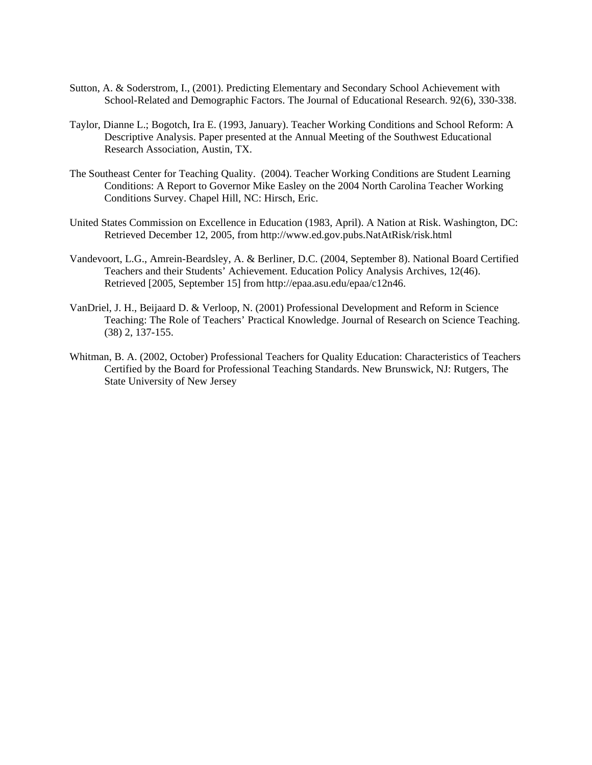Sutton, A. & Soderstrom, I., (2001). Predicting Elementary and Secondary School Achievement with School-Related and Demographic Factors. The Journal of Educational Research. 92(6), 330-338.

Taylor, Dianne L.; Bogotch, Ira E. (1993, January). Teacher Working Conditions and School Reform: A Descriptive Analysis. Paper presented at the Annual Meeting of the Southwest Educational Research Association, Austin, TX.

The Southeast Center for Teaching Quality. (2004). Teacher Working Conditions are Student Learning Conditions: A Report to Governor Mike Easley on the 2004 North Carolina Teacher Working Conditions Survey. Chapel Hill, NC: Hirsch, Eric.

United States Commission on Excellence in Education (1983, April). A Nation at Risk. Washington, DC: Retrieved December 12, 2005, from http://www.ed.gov.pubs.NatAtRisk/risk.html

Vandevoort, L.G., Amrein-Beardsley, A. & Berliner, D.C. (2004, September 8). National Board Certified Teachers and their Students' Achievement. Education Policy Analysis Archives, 12(46). Retrieved [2005, September 15] from http://epaa.asu.edu/epaa/c12n46.

VanDriel, J. H., Beijaard D. & Verloop, N. (2001) Professional Development and Reform in Science Teaching: The Role of Teachers' Practical Knowledge. Journal of Research on Science Teaching. (38) 2, 137-155.

Whitman, B. A. (2002, October) Professional Teachers for Quality Education: Characteristics of Teachers Certified by the Board for Professional Teaching Standards. New Brunswick, NJ: Rutgers, The State University of New Jersey